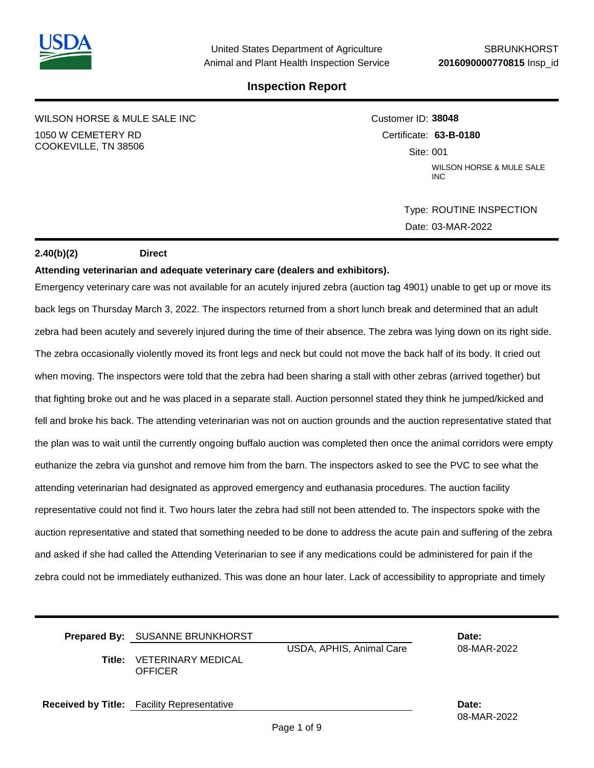United States Department of Agriculture
Animal and Plant Health Inspection Service

SBRUNKHORST
**2016090000770815** Insp_id

# Inspection Report

WILSON HORSE & MULE SALE INC
1050 W CEMETERY RD
COOKEVILLE, TN 38506

Customer ID: **38048**
Certificate: **63-B-0180**
Site: 001
WILSON HORSE & MULE SALE INC

Type: ROUTINE INSPECTION
Date: 03-MAR-2022

**2.40(b)(2)** **Direct**

**Attending veterinarian and adequate veterinary care (dealers and exhibitors).**

Emergency veterinary care was not available for an acutely injured zebra (auction tag 4901) unable to get up or move its back legs on Thursday March 3, 2022. The inspectors returned from a short lunch break and determined that an adult zebra had been acutely and severely injured during the time of their absence. The zebra was lying down on its right side. The zebra occasionally violently moved its front legs and neck but could not move the back half of its body. It cried out when moving. The inspectors were told that the zebra had been sharing a stall with other zebras (arrived together) but that fighting broke out and he was placed in a separate stall. Auction personnel stated they think he jumped/kicked and fell and broke his back. The attending veterinarian was not on auction grounds and the auction representative stated that the plan was to wait until the currently ongoing buffalo auction was completed then once the animal corridors were empty euthanize the zebra via gunshot and remove him from the barn. The inspectors asked to see the PVC to see what the attending veterinarian had designated as approved emergency and euthanasia procedures. The auction facility representative could not find it. Two hours later the zebra had still not been attended to. The inspectors spoke with the auction representative and stated that something needed to be done to address the acute pain and suffering of the zebra and asked if she had called the Attending Veterinarian to see if any medications could be administered for pain if the zebra could not be immediately euthanized. This was done an hour later. Lack of accessibility to appropriate and timely

**Prepared By:** SUSANNE BRUNKHORST
**Title:** VETERINARY MEDICAL OFFICER
USDA, APHIS, Animal Care
**Date:** 08-MAR-2022

**Received by Title:** Facility Representative
**Date:** 08-MAR-2022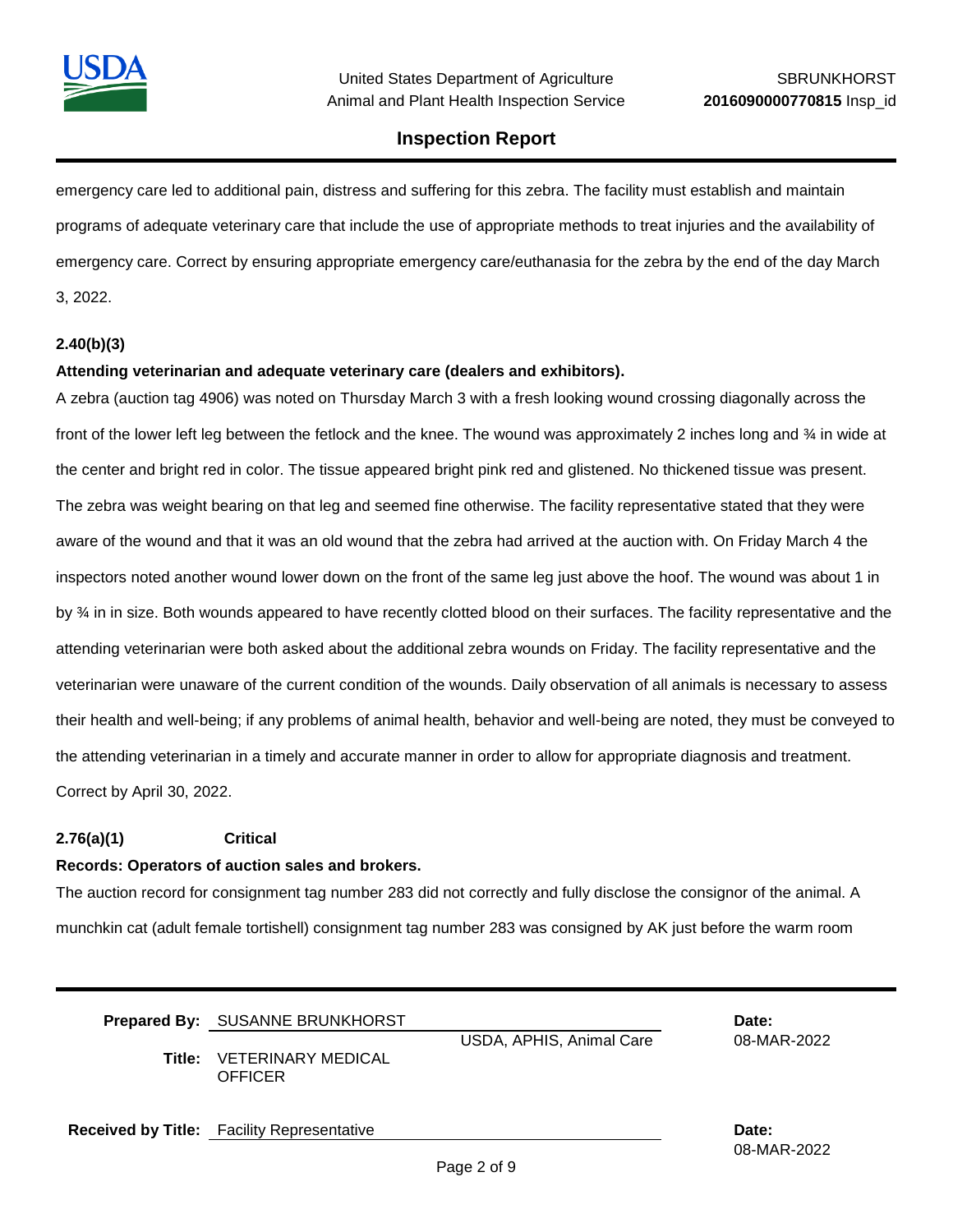emergency care led to additional pain, distress and suffering for this zebra. The facility must establish and maintain programs of adequate veterinary care that include the use of appropriate methods to treat injuries and the availability of emergency care. Correct by ensuring appropriate emergency care/euthanasia for the zebra by the end of the day March 3, 2022.

**2.40(b)(3)**

**Attending veterinarian and adequate veterinary care (dealers and exhibitors).**

A zebra (auction tag 4906) was noted on Thursday March 3 with a fresh looking wound crossing diagonally across the front of the lower left leg between the fetlock and the knee. The wound was approximately 2 inches long and ¾ in wide at the center and bright red in color. The tissue appeared bright pink red and glistened. No thickened tissue was present. The zebra was weight bearing on that leg and seemed fine otherwise. The facility representative stated that they were aware of the wound and that it was an old wound that the zebra had arrived at the auction with. On Friday March 4 the inspectors noted another wound lower down on the front of the same leg just above the hoof. The wound was about 1 in by ¾ in in size. Both wounds appeared to have recently clotted blood on their surfaces. The facility representative and the attending veterinarian were both asked about the additional zebra wounds on Friday. The facility representative and the veterinarian were unaware of the current condition of the wounds. Daily observation of all animals is necessary to assess their health and well-being; if any problems of animal health, behavior and well-being are noted, they must be conveyed to the attending veterinarian in a timely and accurate manner in order to allow for appropriate diagnosis and treatment. Correct by April 30, 2022.

**2.76(a)(1) Critical**

**Records: Operators of auction sales and brokers.**

The auction record for consignment tag number 283 did not correctly and fully disclose the consignor of the animal. A munchkin cat (adult female tortishell) consignment tag number 283 was consigned by AK just before the warm room

**Prepared By:** SUSANNE BRUNKHORST — USDA, APHIS, Animal Care — **Date:** 08-MAR-2022

**Title:** VETERINARY MEDICAL OFFICER

**Received by Title:** Facility Representative — **Date:** 08-MAR-2022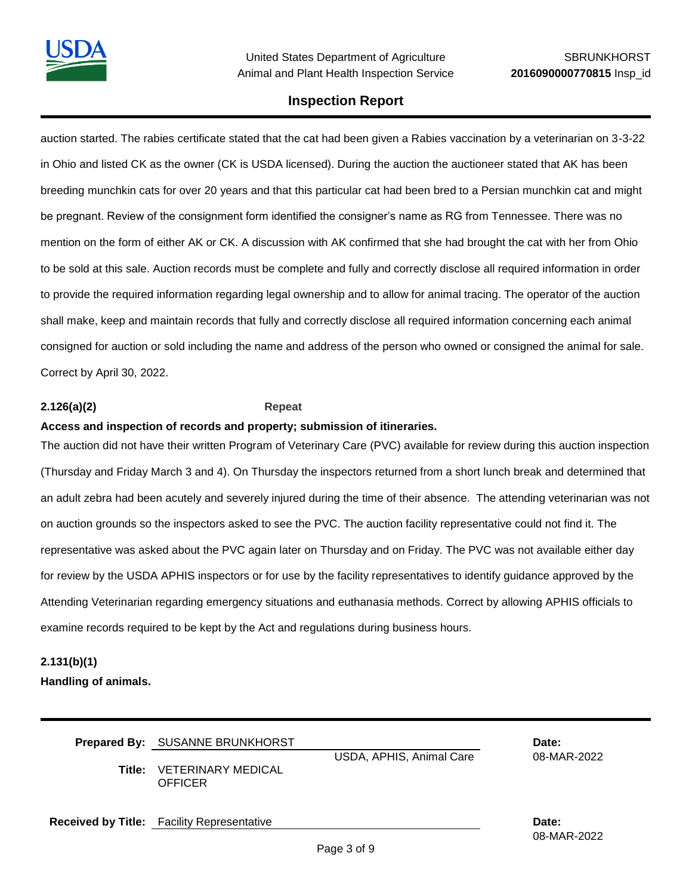auction started. The rabies certificate stated that the cat had been given a Rabies vaccination by a veterinarian on 3-3-22 in Ohio and listed CK as the owner (CK is USDA licensed). During the auction the auctioneer stated that AK has been breeding munchkin cats for over 20 years and that this particular cat had been bred to a Persian munchkin cat and might be pregnant. Review of the consignment form identified the consigner's name as RG from Tennessee. There was no mention on the form of either AK or CK. A discussion with AK confirmed that she had brought the cat with her from Ohio to be sold at this sale. Auction records must be complete and fully and correctly disclose all required information in order to provide the required information regarding legal ownership and to allow for animal tracing. The operator of the auction shall make, keep and maintain records that fully and correctly disclose all required information concerning each animal consigned for auction or sold including the name and address of the person who owned or consigned the animal for sale. Correct by April 30, 2022.

**2.126(a)(2)** **Repeat**

**Access and inspection of records and property; submission of itineraries.**

The auction did not have their written Program of Veterinary Care (PVC) available for review during this auction inspection (Thursday and Friday March 3 and 4). On Thursday the inspectors returned from a short lunch break and determined that an adult zebra had been acutely and severely injured during the time of their absence. The attending veterinarian was not on auction grounds so the inspectors asked to see the PVC. The auction facility representative could not find it. The representative was asked about the PVC again later on Thursday and on Friday. The PVC was not available either day for review by the USDA APHIS inspectors or for use by the facility representatives to identify guidance approved by the Attending Veterinarian regarding emergency situations and euthanasia methods. Correct by allowing APHIS officials to examine records required to be kept by the Act and regulations during business hours.

**2.131(b)(1)**

**Handling of animals.**

**Prepared By:** SUSANNE BRUNKHORST USDA, APHIS, Animal Care **Date:** 08-MAR-2022

**Title:** VETERINARY MEDICAL OFFICER

**Received by Title:** Facility Representative **Date:** 08-MAR-2022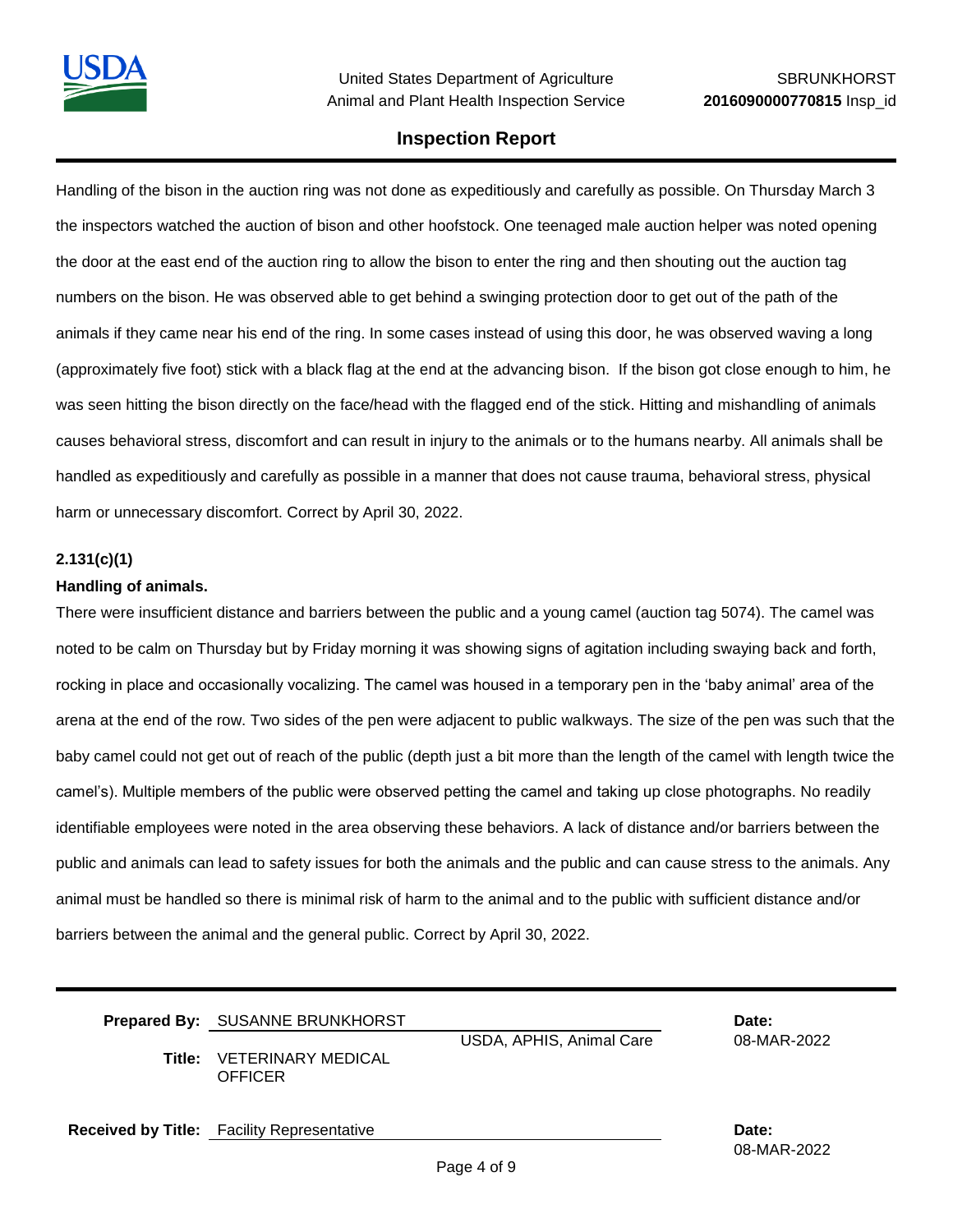Handling of the bison in the auction ring was not done as expeditiously and carefully as possible. On Thursday March 3 the inspectors watched the auction of bison and other hoofstock. One teenaged male auction helper was noted opening the door at the east end of the auction ring to allow the bison to enter the ring and then shouting out the auction tag numbers on the bison. He was observed able to get behind a swinging protection door to get out of the path of the animals if they came near his end of the ring. In some cases instead of using this door, he was observed waving a long (approximately five foot) stick with a black flag at the end at the advancing bison. If the bison got close enough to him, he was seen hitting the bison directly on the face/head with the flagged end of the stick. Hitting and mishandling of animals causes behavioral stress, discomfort and can result in injury to the animals or to the humans nearby. All animals shall be handled as expeditiously and carefully as possible in a manner that does not cause trauma, behavioral stress, physical harm or unnecessary discomfort. Correct by April 30, 2022.

**2.131(c)(1)**

**Handling of animals.**

There were insufficient distance and barriers between the public and a young camel (auction tag 5074). The camel was noted to be calm on Thursday but by Friday morning it was showing signs of agitation including swaying back and forth, rocking in place and occasionally vocalizing. The camel was housed in a temporary pen in the 'baby animal' area of the arena at the end of the row. Two sides of the pen were adjacent to public walkways. The size of the pen was such that the baby camel could not get out of reach of the public (depth just a bit more than the length of the camel with length twice the camel's). Multiple members of the public were observed petting the camel and taking up close photographs. No readily identifiable employees were noted in the area observing these behaviors. A lack of distance and/or barriers between the public and animals can lead to safety issues for both the animals and the public and can cause stress to the animals. Any animal must be handled so there is minimal risk of harm to the animal and to the public with sufficient distance and/or barriers between the animal and the general public. Correct by April 30, 2022.

**Prepared By:** SUSANNE BRUNKHORST — USDA, APHIS, Animal Care — **Date:** 08-MAR-2022

**Title:** VETERINARY MEDICAL OFFICER

**Received by Title:** Facility Representative — **Date:** 08-MAR-2022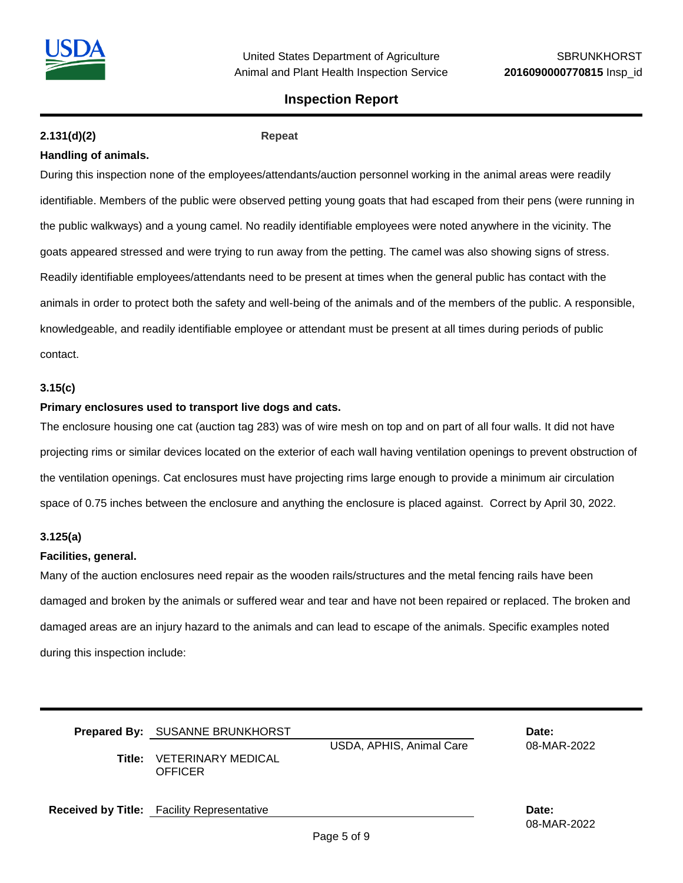**2.131(d)(2)** **Repeat**

**Handling of animals.**

During this inspection none of the employees/attendants/auction personnel working in the animal areas were readily identifiable. Members of the public were observed petting young goats that had escaped from their pens (were running in the public walkways) and a young camel. No readily identifiable employees were noted anywhere in the vicinity. The goats appeared stressed and were trying to run away from the petting. The camel was also showing signs of stress. Readily identifiable employees/attendants need to be present at times when the general public has contact with the animals in order to protect both the safety and well-being of the animals and of the members of the public. A responsible, knowledgeable, and readily identifiable employee or attendant must be present at all times during periods of public contact.

**3.15(c)**

**Primary enclosures used to transport live dogs and cats.**

The enclosure housing one cat (auction tag 283) was of wire mesh on top and on part of all four walls. It did not have projecting rims or similar devices located on the exterior of each wall having ventilation openings to prevent obstruction of the ventilation openings. Cat enclosures must have projecting rims large enough to provide a minimum air circulation space of 0.75 inches between the enclosure and anything the enclosure is placed against. Correct by April 30, 2022.

**3.125(a)**

**Facilities, general.**

Many of the auction enclosures need repair as the wooden rails/structures and the metal fencing rails have been damaged and broken by the animals or suffered wear and tear and have not been repaired or replaced. The broken and damaged areas are an injury hazard to the animals and can lead to escape of the animals. Specific examples noted during this inspection include:

**Prepared By:** SUSANNE BRUNKHORST

USDA, APHIS, Animal Care

**Date:** 08-MAR-2022

**Title:** VETERINARY MEDICAL OFFICER

**Received by Title:** Facility Representative

**Date:** 08-MAR-2022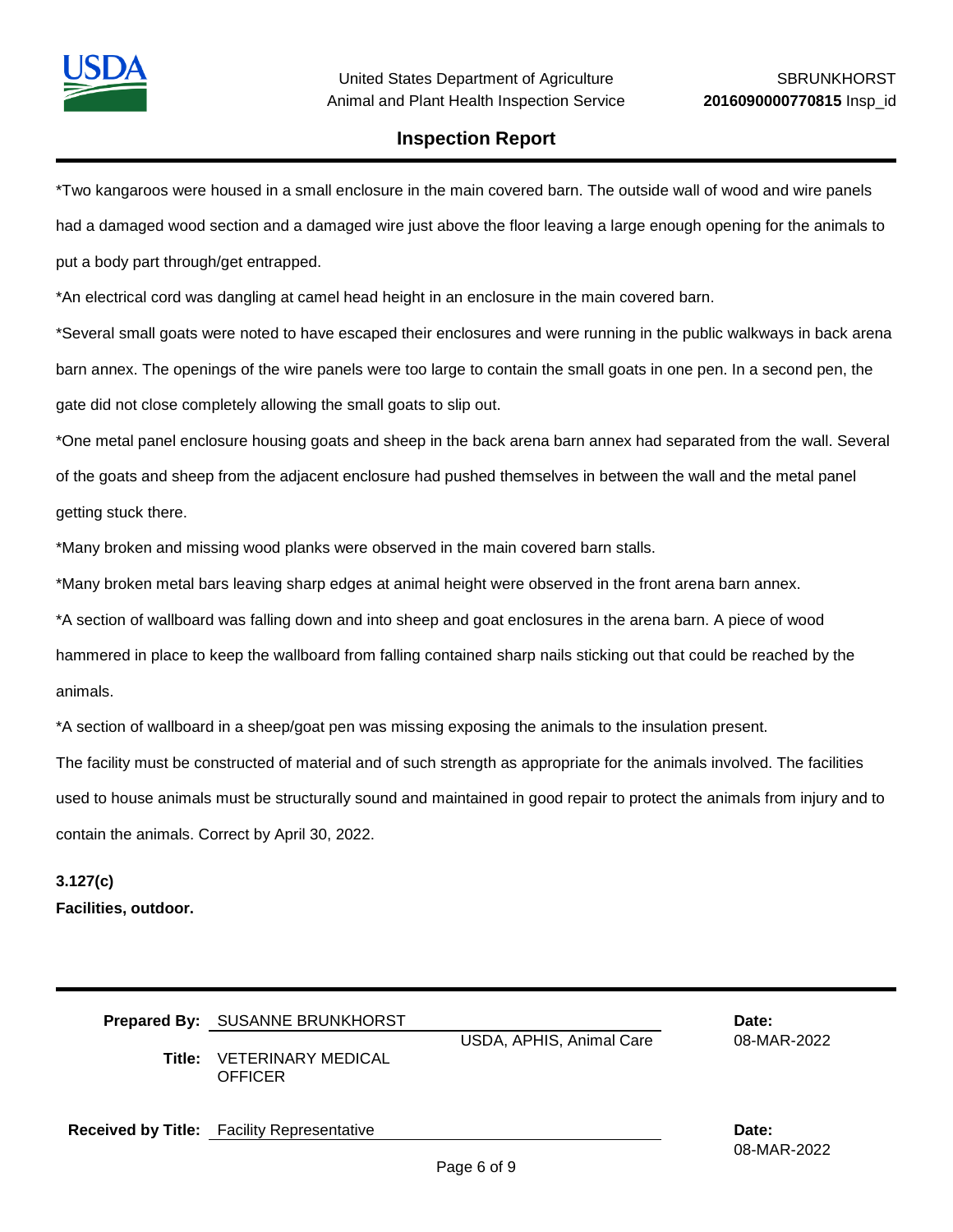*Two kangaroos were housed in a small enclosure in the main covered barn. The outside wall of wood and wire panels had a damaged wood section and a damaged wire just above the floor leaving a large enough opening for the animals to put a body part through/get entrapped.

*An electrical cord was dangling at camel head height in an enclosure in the main covered barn.

*Several small goats were noted to have escaped their enclosures and were running in the public walkways in back arena barn annex. The openings of the wire panels were too large to contain the small goats in one pen. In a second pen, the gate did not close completely allowing the small goats to slip out.

*One metal panel enclosure housing goats and sheep in the back arena barn annex had separated from the wall. Several of the goats and sheep from the adjacent enclosure had pushed themselves in between the wall and the metal panel getting stuck there.

*Many broken and missing wood planks were observed in the main covered barn stalls.

*Many broken metal bars leaving sharp edges at animal height were observed in the front arena barn annex.

*A section of wallboard was falling down and into sheep and goat enclosures in the arena barn. A piece of wood hammered in place to keep the wallboard from falling contained sharp nails sticking out that could be reached by the animals.

*A section of wallboard in a sheep/goat pen was missing exposing the animals to the insulation present.

The facility must be constructed of material and of such strength as appropriate for the animals involved. The facilities used to house animals must be structurally sound and maintained in good repair to protect the animals from injury and to contain the animals. Correct by April 30, 2022.

**3.127(c)**

**Facilities, outdoor.**

**Prepared By:** SUSANNE BRUNKHORST

**Title:** VETERINARY MEDICAL OFFICER

USDA, APHIS, Animal Care

**Date:** 08-MAR-2022

**Received by Title:** Facility Representative

**Date:** 08-MAR-2022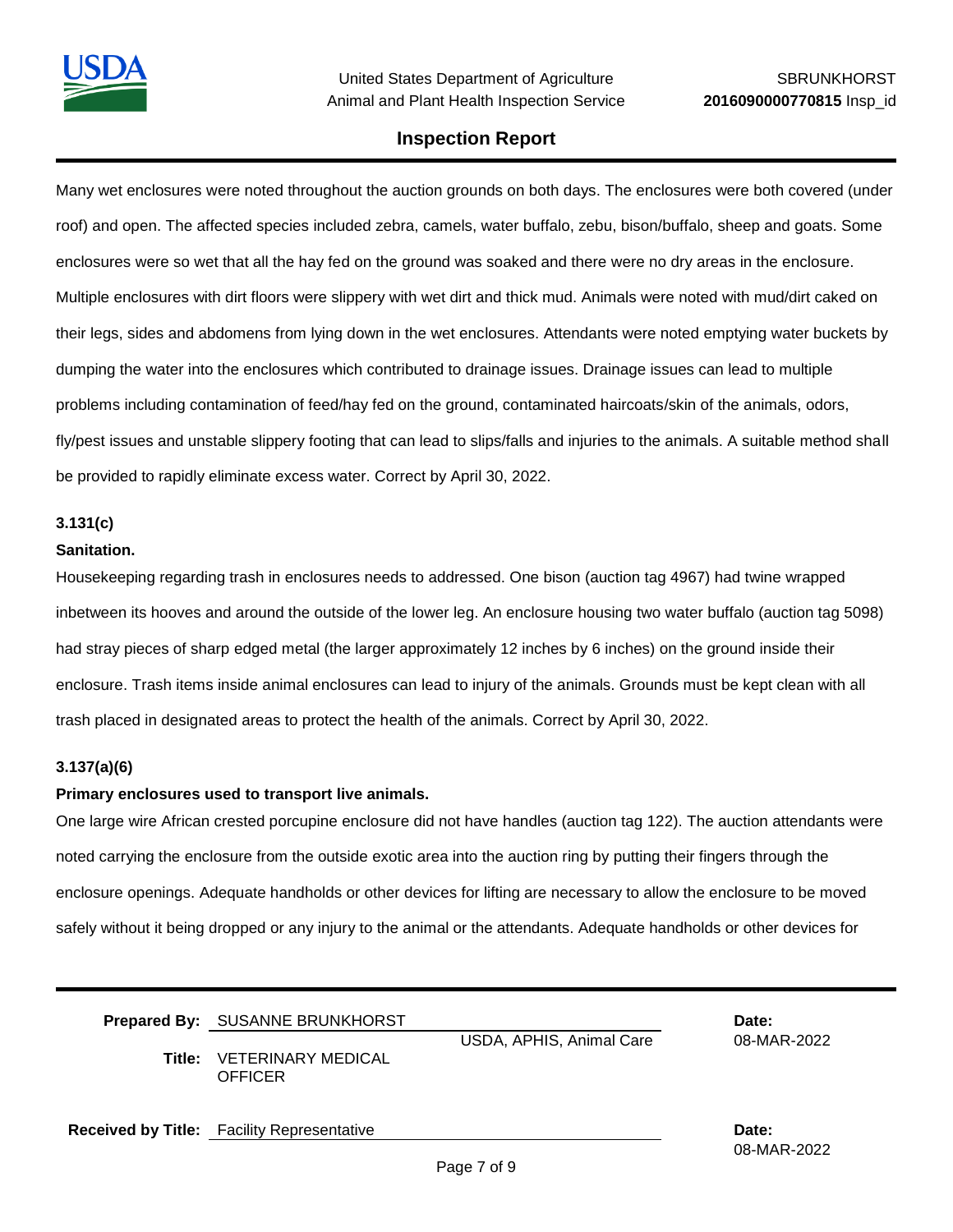Many wet enclosures were noted throughout the auction grounds on both days. The enclosures were both covered (under roof) and open. The affected species included zebra, camels, water buffalo, zebu, bison/buffalo, sheep and goats. Some enclosures were so wet that all the hay fed on the ground was soaked and there were no dry areas in the enclosure. Multiple enclosures with dirt floors were slippery with wet dirt and thick mud. Animals were noted with mud/dirt caked on their legs, sides and abdomens from lying down in the wet enclosures. Attendants were noted emptying water buckets by dumping the water into the enclosures which contributed to drainage issues. Drainage issues can lead to multiple problems including contamination of feed/hay fed on the ground, contaminated haircoats/skin of the animals, odors, fly/pest issues and unstable slippery footing that can lead to slips/falls and injuries to the animals. A suitable method shall be provided to rapidly eliminate excess water. Correct by April 30, 2022.

**3.131(c)**

**Sanitation.**

Housekeeping regarding trash in enclosures needs to addressed. One bison (auction tag 4967) had twine wrapped inbetween its hooves and around the outside of the lower leg. An enclosure housing two water buffalo (auction tag 5098) had stray pieces of sharp edged metal (the larger approximately 12 inches by 6 inches) on the ground inside their enclosure. Trash items inside animal enclosures can lead to injury of the animals. Grounds must be kept clean with all trash placed in designated areas to protect the health of the animals. Correct by April 30, 2022.

**3.137(a)(6)**

**Primary enclosures used to transport live animals.**

One large wire African crested porcupine enclosure did not have handles (auction tag 122). The auction attendants were noted carrying the enclosure from the outside exotic area into the auction ring by putting their fingers through the enclosure openings. Adequate handholds or other devices for lifting are necessary to allow the enclosure to be moved safely without it being dropped or any injury to the animal or the attendants. Adequate handholds or other devices for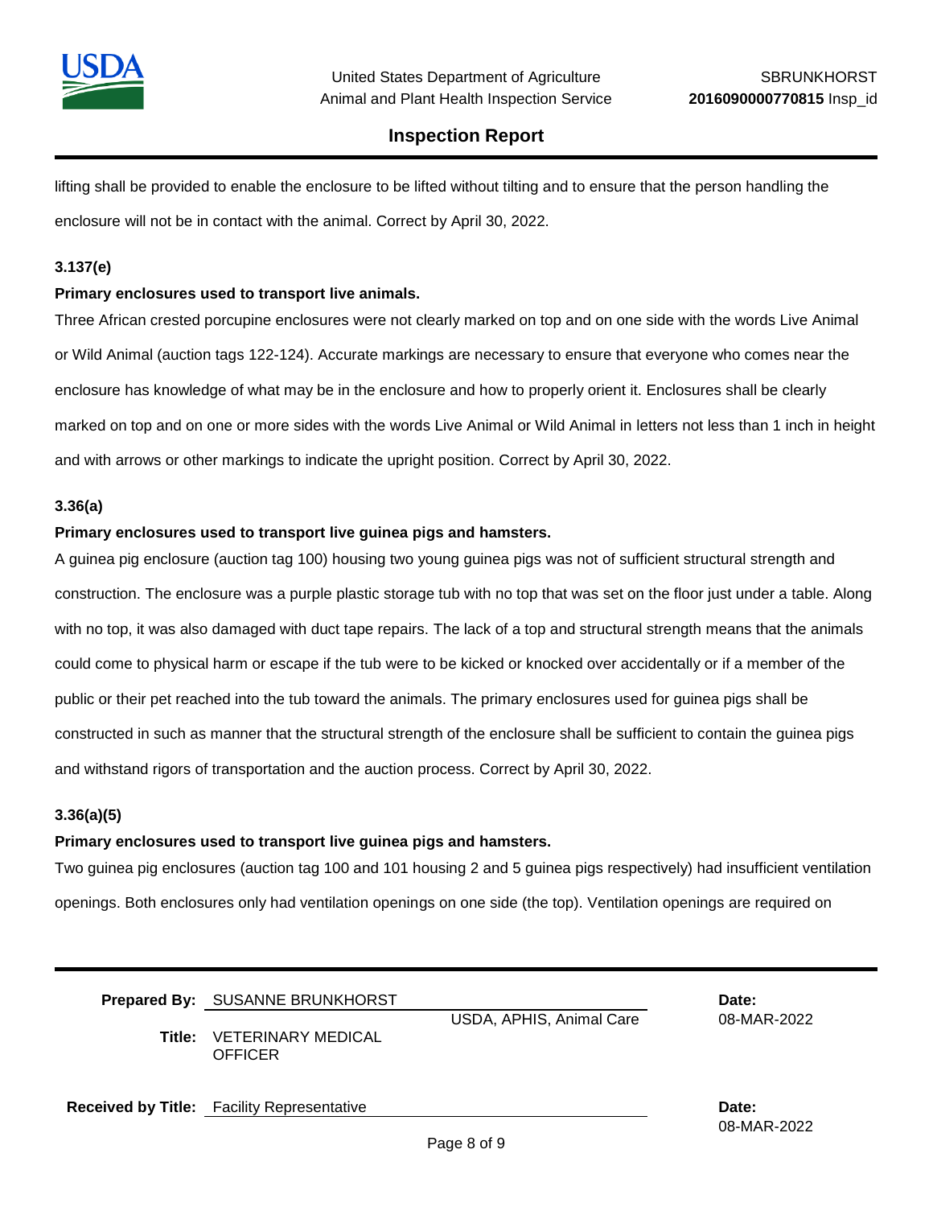lifting shall be provided to enable the enclosure to be lifted without tilting and to ensure that the person handling the enclosure will not be in contact with the animal. Correct by April 30, 2022.

**3.137(e)**

**Primary enclosures used to transport live animals.**

Three African crested porcupine enclosures were not clearly marked on top and on one side with the words Live Animal or Wild Animal (auction tags 122-124). Accurate markings are necessary to ensure that everyone who comes near the enclosure has knowledge of what may be in the enclosure and how to properly orient it. Enclosures shall be clearly marked on top and on one or more sides with the words Live Animal or Wild Animal in letters not less than 1 inch in height and with arrows or other markings to indicate the upright position. Correct by April 30, 2022.

**3.36(a)**

**Primary enclosures used to transport live guinea pigs and hamsters.**

A guinea pig enclosure (auction tag 100) housing two young guinea pigs was not of sufficient structural strength and construction. The enclosure was a purple plastic storage tub with no top that was set on the floor just under a table. Along with no top, it was also damaged with duct tape repairs. The lack of a top and structural strength means that the animals could come to physical harm or escape if the tub were to be kicked or knocked over accidentally or if a member of the public or their pet reached into the tub toward the animals. The primary enclosures used for guinea pigs shall be constructed in such as manner that the structural strength of the enclosure shall be sufficient to contain the guinea pigs and withstand rigors of transportation and the auction process. Correct by April 30, 2022.

**3.36(a)(5)**

**Primary enclosures used to transport live guinea pigs and hamsters.**

Two guinea pig enclosures (auction tag 100 and 101 housing 2 and 5 guinea pigs respectively) had insufficient ventilation openings. Both enclosures only had ventilation openings on one side (the top). Ventilation openings are required on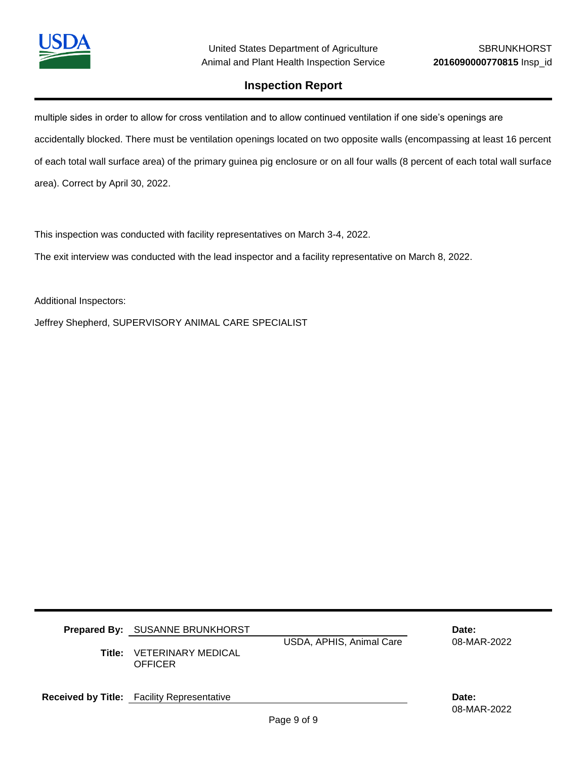multiple sides in order to allow for cross ventilation and to allow continued ventilation if one side's openings are accidentally blocked. There must be ventilation openings located on two opposite walls (encompassing at least 16 percent of each total wall surface area) of the primary guinea pig enclosure or on all four walls (8 percent of each total wall surface area). Correct by April 30, 2022.

This inspection was conducted with facility representatives on March 3-4, 2022.

The exit interview was conducted with the lead inspector and a facility representative on March 8, 2022.

Additional Inspectors:

Jeffrey Shepherd, SUPERVISORY ANIMAL CARE SPECIALIST

**Prepared By:** SUSANNE BRUNKHORST

USDA, APHIS, Animal Care

**Title:** VETERINARY MEDICAL OFFICER

**Date:** 08-MAR-2022

**Received by Title:** Facility Representative

**Date:** 08-MAR-2022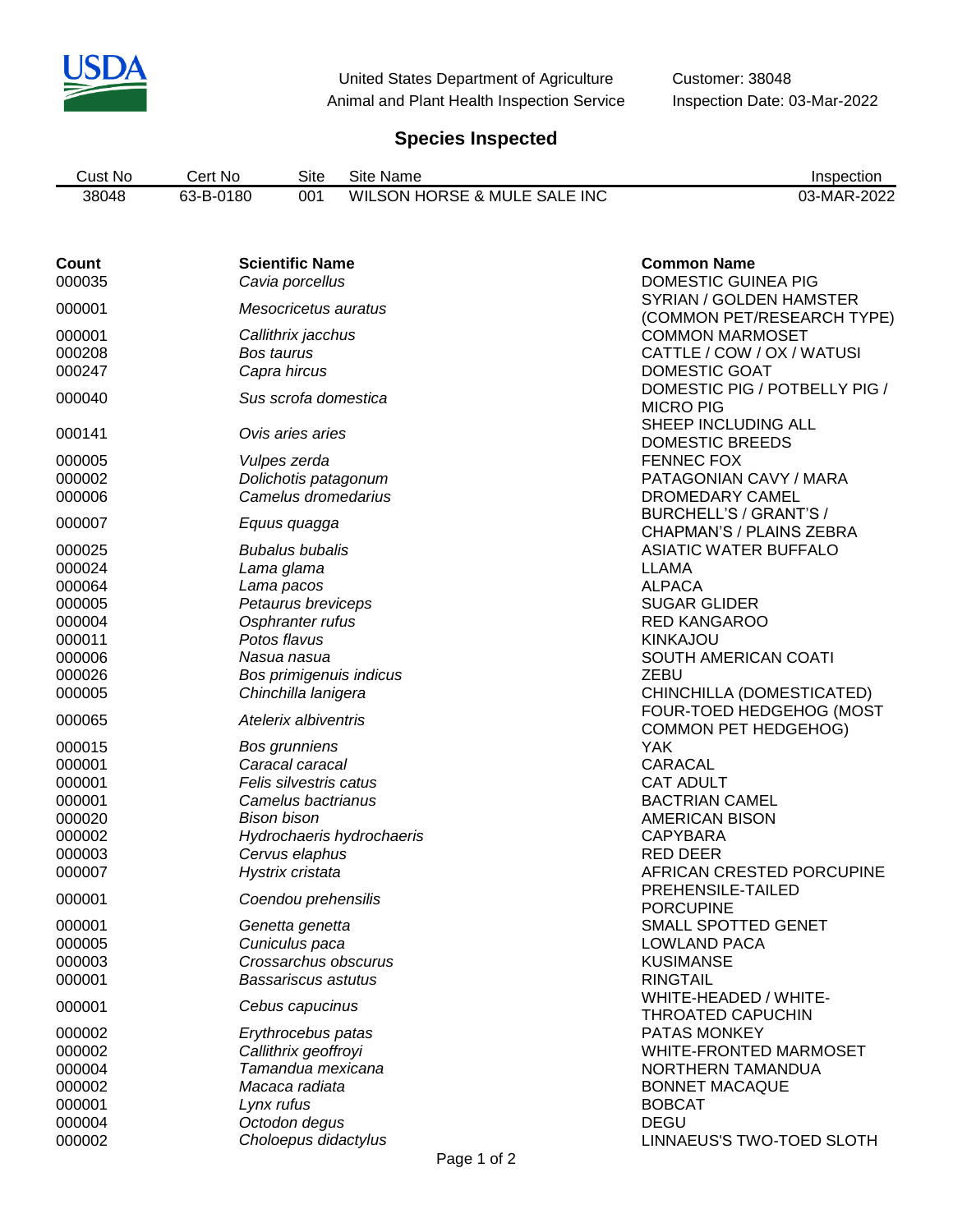United States Department of Agriculture
Animal and Plant Health Inspection Service

Customer: 38048
Inspection Date: 03-Mar-2022

## Species Inspected

| Cust No | Cert No | Site | Site Name | Inspection |
|---|---|---|---|---|
| 38048 | 63-B-0180 | 001 | WILSON HORSE & MULE SALE INC | 03-MAR-2022 |

| Count | Scientific Name | Common Name |
|---|---|---|
| 000035 | *Cavia porcellus* | DOMESTIC GUINEA PIG |
| 000001 | *Mesocricetus auratus* | SYRIAN / GOLDEN HAMSTER (COMMON PET/RESEARCH TYPE) |
| 000001 | *Callithrix jacchus* | COMMON MARMOSET |
| 000208 | *Bos taurus* | CATTLE / COW / OX / WATUSI |
| 000247 | *Capra hircus* | DOMESTIC GOAT |
| 000040 | *Sus scrofa domestica* | DOMESTIC PIG / POTBELLY PIG / MICRO PIG |
| 000141 | *Ovis aries aries* | SHEEP INCLUDING ALL DOMESTIC BREEDS |
| 000005 | *Vulpes zerda* | FENNEC FOX |
| 000002 | *Dolichotis patagonum* | PATAGONIAN CAVY / MARA |
| 000006 | *Camelus dromedarius* | DROMEDARY CAMEL |
| 000007 | *Equus quagga* | BURCHELL'S / GRANT'S / CHAPMAN'S / PLAINS ZEBRA |
| 000025 | *Bubalus bubalis* | ASIATIC WATER BUFFALO |
| 000024 | *Lama glama* | LLAMA |
| 000064 | *Lama pacos* | ALPACA |
| 000005 | *Petaurus breviceps* | SUGAR GLIDER |
| 000004 | *Osphranter rufus* | RED KANGAROO |
| 000011 | *Potos flavus* | KINKAJOU |
| 000006 | *Nasua nasua* | SOUTH AMERICAN COATI |
| 000026 | *Bos primigenuis indicus* | ZEBU |
| 000005 | *Chinchilla lanigera* | CHINCHILLA (DOMESTICATED) |
| 000065 | *Atelerix albiventris* | FOUR-TOED HEDGEHOG (MOST COMMON PET HEDGEHOG) |
| 000015 | *Bos grunniens* | YAK |
| 000001 | *Caracal caracal* | CARACAL |
| 000001 | *Felis silvestris catus* | CAT ADULT |
| 000001 | *Camelus bactrianus* | BACTRIAN CAMEL |
| 000020 | *Bison bison* | AMERICAN BISON |
| 000002 | *Hydrochaeris hydrochaeris* | CAPYBARA |
| 000003 | *Cervus elaphus* | RED DEER |
| 000007 | *Hystrix cristata* | AFRICAN CRESTED PORCUPINE |
| 000001 | *Coendou prehensilis* | PREHENSILE-TAILED PORCUPINE |
| 000001 | *Genetta genetta* | SMALL SPOTTED GENET |
| 000005 | *Cuniculus paca* | LOWLAND PACA |
| 000003 | *Crossarchus obscurus* | KUSIMANSE |
| 000001 | *Bassariscus astutus* | RINGTAIL |
| 000001 | *Cebus capucinus* | WHITE-HEADED / WHITE-THROATED CAPUCHIN |
| 000002 | *Erythrocebus patas* | PATAS MONKEY |
| 000002 | *Callithrix geoffroyi* | WHITE-FRONTED MARMOSET |
| 000004 | *Tamandua mexicana* | NORTHERN TAMANDUA |
| 000002 | *Macaca radiata* | BONNET MACAQUE |
| 000001 | *Lynx rufus* | BOBCAT |
| 000004 | *Octodon degus* | DEGU |
| 000002 | *Choloepus didactylus* | LINNAEUS'S TWO-TOED SLOTH |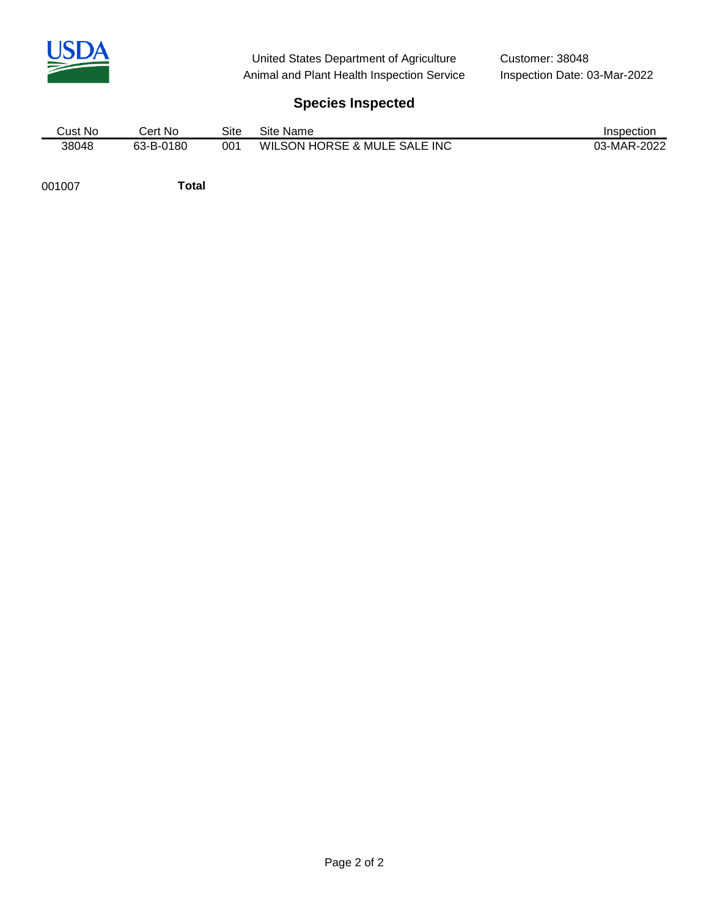United States Department of Agriculture
Animal and Plant Health Inspection Service

Customer: 38048
Inspection Date: 03-Mar-2022

## Species Inspected

| Cust No | Cert No | Site | Site Name | Inspection |
|---|---|---|---|---|
| 38048 | 63-B-0180 | 001 | WILSON HORSE & MULE SALE INC | 03-MAR-2022 |

001007 **Total**